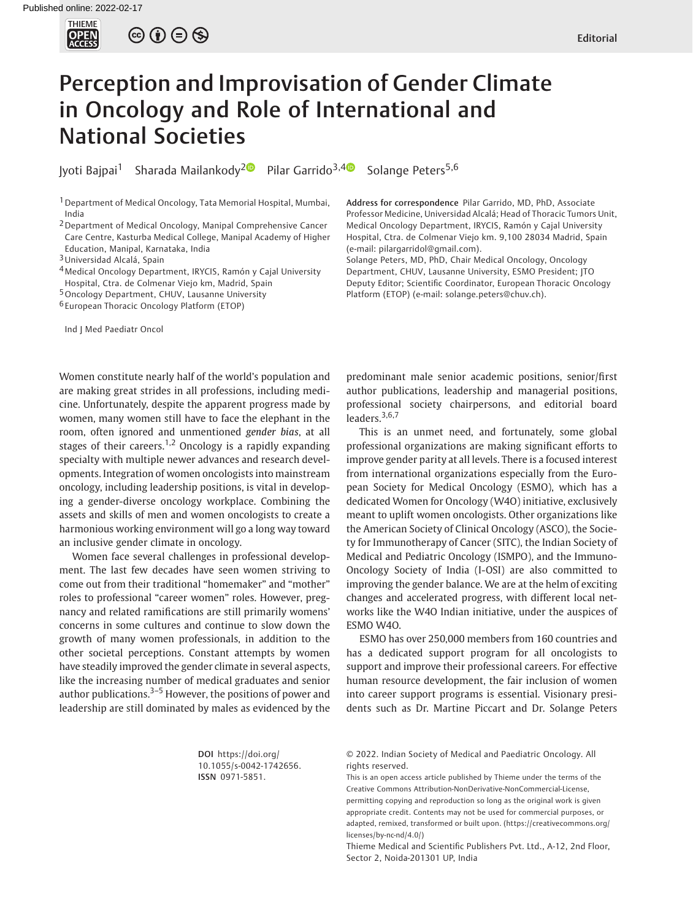Editorial

# Perception and Improvisation of Gender Climate in Oncology and Role of International and National Societies

Jyoti Bajpai[1] Sharada Mailankody[2] Pilar Garrido[3,4] Solange Peters[5,6]

[1] Department of Medical Oncology, Tata Memorial Hospital, Mumbai, India

[2] Department of Medical Oncology, Manipal Comprehensive Cancer Care Centre, Kasturba Medical College, Manipal Academy of Higher Education, Manipal, Karnataka, India

[3] Universidad Alcalá, Spain

[4] Medical Oncology Department, IRYCIS, Ramón y Cajal University Hospital, Ctra. de Colmenar Viejo km, Madrid, Spain

[5] Oncology Department, CHUV, Lausanne University

[6] European Thoracic Oncology Platform (ETOP)

Ind J Med Paediatr Oncol

**Address for correspondence** Pilar Garrido, MD, PhD, Associate Professor Medicine, Universidad Alcalá; Head of Thoracic Tumors Unit, Medical Oncology Department, IRYCIS, Ramón y Cajal University Hospital, Ctra. de Colmenar Viejo km. 9,100 28034 Madrid, Spain (e-mail: pilargarridol@gmail.com).

Solange Peters, MD, PhD, Chair Medical Oncology, Oncology Department, CHUV, Lausanne University, ESMO President; JTO Deputy Editor; Scientific Coordinator, European Thoracic Oncology Platform (ETOP) (e-mail: solange.peters@chuv.ch).

Women constitute nearly half of the world's population and are making great strides in all professions, including medicine. Unfortunately, despite the apparent progress made by women, many women still have to face the elephant in the room, often ignored and unmentioned *gender bias*, at all stages of their careers.[1,2] Oncology is a rapidly expanding specialty with multiple newer advances and research developments. Integration of women oncologists into mainstream oncology, including leadership positions, is vital in developing a gender-diverse oncology workplace. Combining the assets and skills of men and women oncologists to create a harmonious working environment will go a long way toward an inclusive gender climate in oncology.

Women face several challenges in professional development. The last few decades have seen women striving to come out from their traditional "homemaker" and "mother" roles to professional "career women" roles. However, pregnancy and related ramifications are still primarily womens' concerns in some cultures and continue to slow down the growth of many women professionals, in addition to the other societal perceptions. Constant attempts by women have steadily improved the gender climate in several aspects, like the increasing number of medical graduates and senior author publications.[3–5] However, the positions of power and leadership are still dominated by males as evidenced by the predominant male senior academic positions, senior/first author publications, leadership and managerial positions, professional society chairpersons, and editorial board leaders.[3,6,7]

This is an unmet need, and fortunately, some global professional organizations are making significant efforts to improve gender parity at all levels. There is a focused interest from international organizations especially from the European Society for Medical Oncology (ESMO), which has a dedicated Women for Oncology (W4O) initiative, exclusively meant to uplift women oncologists. Other organizations like the American Society of Clinical Oncology (ASCO), the Society for Immunotherapy of Cancer (SITC), the Indian Society of Medical and Pediatric Oncology (ISMPO), and the Immuno-Oncology Society of India (I-OSI) are also committed to improving the gender balance. We are at the helm of exciting changes and accelerated progress, with different local networks like the W4O Indian initiative, under the auspices of ESMO W4O.

ESMO has over 250,000 members from 160 countries and has a dedicated support program for all oncologists to support and improve their professional careers. For effective human resource development, the fair inclusion of women into career support programs is essential. Visionary presidents such as Dr. Martine Piccart and Dr. Solange Peters

**DOI** https://doi.org/10.1055/s-0042-1742656. **ISSN** 0971-5851.

© 2022. Indian Society of Medical and Paediatric Oncology. All rights reserved.

This is an open access article published by Thieme under the terms of the Creative Commons Attribution-NonDerivative-NonCommercial-License, permitting copying and reproduction so long as the original work is given appropriate credit. Contents may not be used for commercial purposes, or adapted, remixed, transformed or built upon. (https://creativecommons.org/licenses/by-nc-nd/4.0/)

Thieme Medical and Scientific Publishers Pvt. Ltd., A-12, 2nd Floor, Sector 2, Noida-201301 UP, India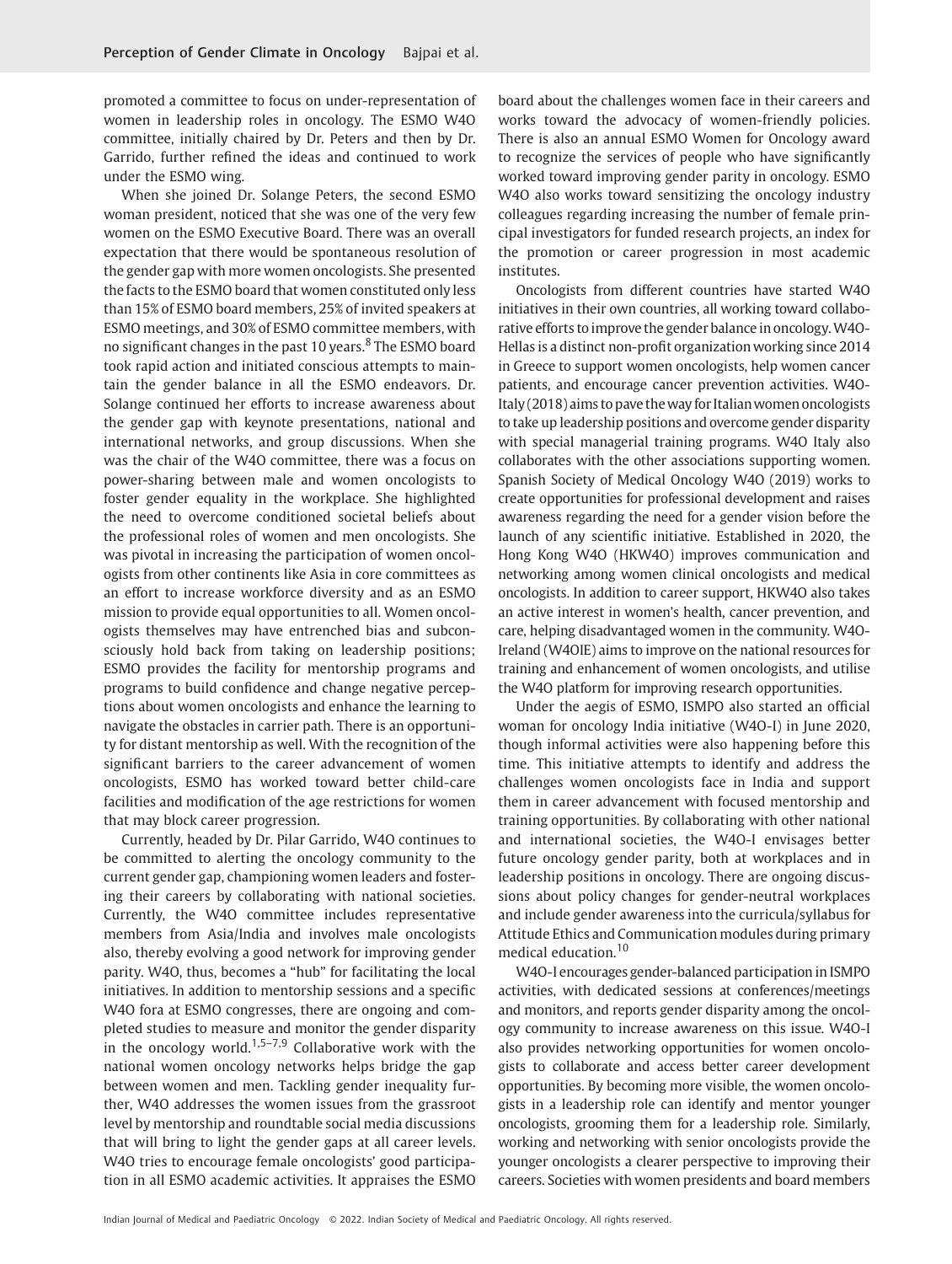promoted a committee to focus on under-representation of women in leadership roles in oncology. The ESMO W4O committee, initially chaired by Dr. Peters and then by Dr. Garrido, further refined the ideas and continued to work under the ESMO wing.

When she joined Dr. Solange Peters, the second ESMO woman president, noticed that she was one of the very few women on the ESMO Executive Board. There was an overall expectation that there would be spontaneous resolution of the gender gap with more women oncologists. She presented the facts to the ESMO board that women constituted only less than 15% of ESMO board members, 25% of invited speakers at ESMO meetings, and 30% of ESMO committee members, with no significant changes in the past 10 years.[8] The ESMO board took rapid action and initiated conscious attempts to maintain the gender balance in all the ESMO endeavors. Dr. Solange continued her efforts to increase awareness about the gender gap with keynote presentations, national and international networks, and group discussions. When she was the chair of the W4O committee, there was a focus on power-sharing between male and women oncologists to foster gender equality in the workplace. She highlighted the need to overcome conditioned societal beliefs about the professional roles of women and men oncologists. She was pivotal in increasing the participation of women oncologists from other continents like Asia in core committees as an effort to increase workforce diversity and as an ESMO mission to provide equal opportunities to all. Women oncologists themselves may have entrenched bias and subconsciously hold back from taking on leadership positions; ESMO provides the facility for mentorship programs and programs to build confidence and change negative perceptions about women oncologists and enhance the learning to navigate the obstacles in carrier path. There is an opportunity for distant mentorship as well. With the recognition of the significant barriers to the career advancement of women oncologists, ESMO has worked toward better child-care facilities and modification of the age restrictions for women that may block career progression.

Currently, headed by Dr. Pilar Garrido, W4O continues to be committed to alerting the oncology community to the current gender gap, championing women leaders and fostering their careers by collaborating with national societies. Currently, the W4O committee includes representative members from Asia/India and involves male oncologists also, thereby evolving a good network for improving gender parity. W4O, thus, becomes a "hub" for facilitating the local initiatives. In addition to mentorship sessions and a specific W4O fora at ESMO congresses, there are ongoing and completed studies to measure and monitor the gender disparity in the oncology world.[1,5–7,9] Collaborative work with the national women oncology networks helps bridge the gap between women and men. Tackling gender inequality further, W4O addresses the women issues from the grassroot level by mentorship and roundtable social media discussions that will bring to light the gender gaps at all career levels. W4O tries to encourage female oncologists' good participation in all ESMO academic activities. It appraises the ESMO board about the challenges women face in their careers and works toward the advocacy of women-friendly policies. There is also an annual ESMO Women for Oncology award to recognize the services of people who have significantly worked toward improving gender parity in oncology. ESMO W4O also works toward sensitizing the oncology industry colleagues regarding increasing the number of female principal investigators for funded research projects, an index for the promotion or career progression in most academic institutes.

Oncologists from different countries have started W4O initiatives in their own countries, all working toward collaborative efforts to improve the gender balance in oncology. W4O-Hellas is a distinct non-profit organization working since 2014 in Greece to support women oncologists, help women cancer patients, and encourage cancer prevention activities. W4O-Italy (2018) aims to pave the way for Italian women oncologists to take up leadership positions and overcome gender disparity with special managerial training programs. W4O Italy also collaborates with the other associations supporting women. Spanish Society of Medical Oncology W4O (2019) works to create opportunities for professional development and raises awareness regarding the need for a gender vision before the launch of any scientific initiative. Established in 2020, the Hong Kong W4O (HKW4O) improves communication and networking among women clinical oncologists and medical oncologists. In addition to career support, HKW4O also takes an active interest in women's health, cancer prevention, and care, helping disadvantaged women in the community. W4O-Ireland (W4OIE) aims to improve on the national resources for training and enhancement of women oncologists, and utilise the W4O platform for improving research opportunities.

Under the aegis of ESMO, ISMPO also started an official woman for oncology India initiative (W4O-I) in June 2020, though informal activities were also happening before this time. This initiative attempts to identify and address the challenges women oncologists face in India and support them in career advancement with focused mentorship and training opportunities. By collaborating with other national and international societies, the W4O-I envisages better future oncology gender parity, both at workplaces and in leadership positions in oncology. There are ongoing discussions about policy changes for gender-neutral workplaces and include gender awareness into the curricula/syllabus for Attitude Ethics and Communication modules during primary medical education.[10]

W4O-I encourages gender-balanced participation in ISMPO activities, with dedicated sessions at conferences/meetings and monitors, and reports gender disparity among the oncology community to increase awareness on this issue. W4O-I also provides networking opportunities for women oncologists to collaborate and access better career development opportunities. By becoming more visible, the women oncologists in a leadership role can identify and mentor younger oncologists, grooming them for a leadership role. Similarly, working and networking with senior oncologists provide the younger oncologists a clearer perspective to improving their careers. Societies with women presidents and board members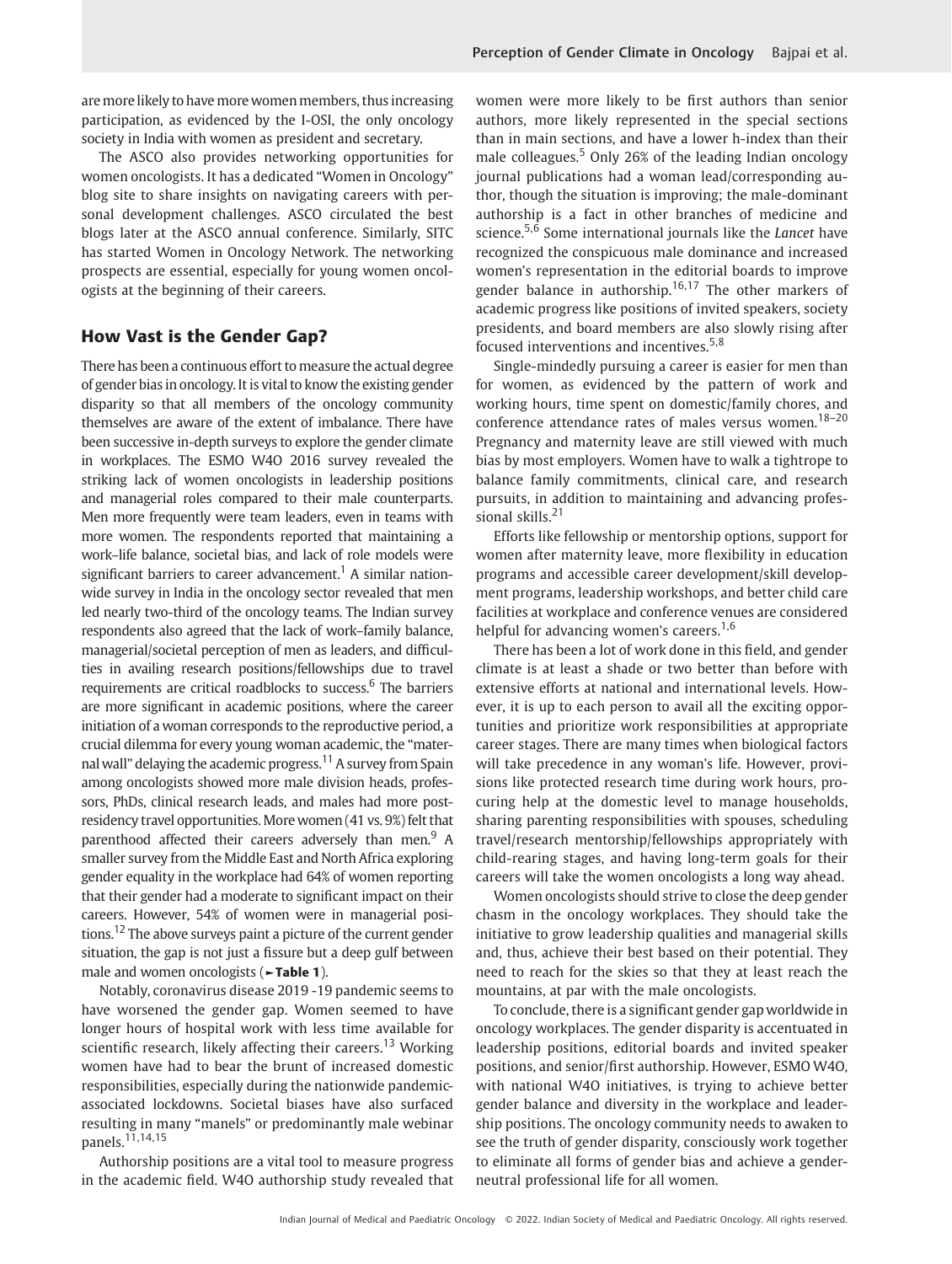are more likely to have more women members, thus increasing participation, as evidenced by the I-OSI, the only oncology society in India with women as president and secretary.

The ASCO also provides networking opportunities for women oncologists. It has a dedicated "Women in Oncology" blog site to share insights on navigating careers with personal development challenges. ASCO circulated the best blogs later at the ASCO annual conference. Similarly, SITC has started Women in Oncology Network. The networking prospects are essential, especially for young women oncologists at the beginning of their careers.

## How Vast is the Gender Gap?

There has been a continuous effort to measure the actual degree of gender bias in oncology. It is vital to know the existing gender disparity so that all members of the oncology community themselves are aware of the extent of imbalance. There have been successive in-depth surveys to explore the gender climate in workplaces. The ESMO W4O 2016 survey revealed the striking lack of women oncologists in leadership positions and managerial roles compared to their male counterparts. Men more frequently were team leaders, even in teams with more women. The respondents reported that maintaining a work–life balance, societal bias, and lack of role models were significant barriers to career advancement.[1] A similar nationwide survey in India in the oncology sector revealed that men led nearly two-third of the oncology teams. The Indian survey respondents also agreed that the lack of work–family balance, managerial/societal perception of men as leaders, and difficulties in availing research positions/fellowships due to travel requirements are critical roadblocks to success.[6] The barriers are more significant in academic positions, where the career initiation of a woman corresponds to the reproductive period, a crucial dilemma for every young woman academic, the "maternal wall" delaying the academic progress.[11] A survey from Spain among oncologists showed more male division heads, professors, PhDs, clinical research leads, and males had more post-residency travel opportunities. More women (41 vs. 9%) felt that parenthood affected their careers adversely than men.[9] A smaller survey from the Middle East and North Africa exploring gender equality in the workplace had 64% of women reporting that their gender had a moderate to significant impact on their careers. However, 54% of women were in managerial positions.[12] The above surveys paint a picture of the current gender situation, the gap is not just a fissure but a deep gulf between male and women oncologists (►**Table 1**).

Notably, coronavirus disease 2019 -19 pandemic seems to have worsened the gender gap. Women seemed to have longer hours of hospital work with less time available for scientific research, likely affecting their careers.[13] Working women have had to bear the brunt of increased domestic responsibilities, especially during the nationwide pandemic-associated lockdowns. Societal biases have also surfaced resulting in many "manels" or predominantly male webinar panels.[11,14,15]

Authorship positions are a vital tool to measure progress in the academic field. W4O authorship study revealed that women were more likely to be first authors than senior authors, more likely represented in the special sections than in main sections, and have a lower h-index than their male colleagues.[5] Only 26% of the leading Indian oncology journal publications had a woman lead/corresponding author, though the situation is improving; the male-dominant authorship is a fact in other branches of medicine and science.[5,6] Some international journals like the *Lancet* have recognized the conspicuous male dominance and increased women's representation in the editorial boards to improve gender balance in authorship.[16,17] The other markers of academic progress like positions of invited speakers, society presidents, and board members are also slowly rising after focused interventions and incentives.[5,8]

Single-mindedly pursuing a career is easier for men than for women, as evidenced by the pattern of work and working hours, time spent on domestic/family chores, and conference attendance rates of males versus women.[18–20] Pregnancy and maternity leave are still viewed with much bias by most employers. Women have to walk a tightrope to balance family commitments, clinical care, and research pursuits, in addition to maintaining and advancing professional skills.[21]

Efforts like fellowship or mentorship options, support for women after maternity leave, more flexibility in education programs and accessible career development/skill development programs, leadership workshops, and better child care facilities at workplace and conference venues are considered helpful for advancing women's careers.[1,6]

There has been a lot of work done in this field, and gender climate is at least a shade or two better than before with extensive efforts at national and international levels. However, it is up to each person to avail all the exciting opportunities and prioritize work responsibilities at appropriate career stages. There are many times when biological factors will take precedence in any woman's life. However, provisions like protected research time during work hours, procuring help at the domestic level to manage households, sharing parenting responsibilities with spouses, scheduling travel/research mentorship/fellowships appropriately with child-rearing stages, and having long-term goals for their careers will take the women oncologists a long way ahead.

Women oncologists should strive to close the deep gender chasm in the oncology workplaces. They should take the initiative to grow leadership qualities and managerial skills and, thus, achieve their best based on their potential. They need to reach for the skies so that they at least reach the mountains, at par with the male oncologists.

To conclude, there is a significant gender gap worldwide in oncology workplaces. The gender disparity is accentuated in leadership positions, editorial boards and invited speaker positions, and senior/first authorship. However, ESMO W4O, with national W4O initiatives, is trying to achieve better gender balance and diversity in the workplace and leadership positions. The oncology community needs to awaken to see the truth of gender disparity, consciously work together to eliminate all forms of gender bias and achieve a gender-neutral professional life for all women.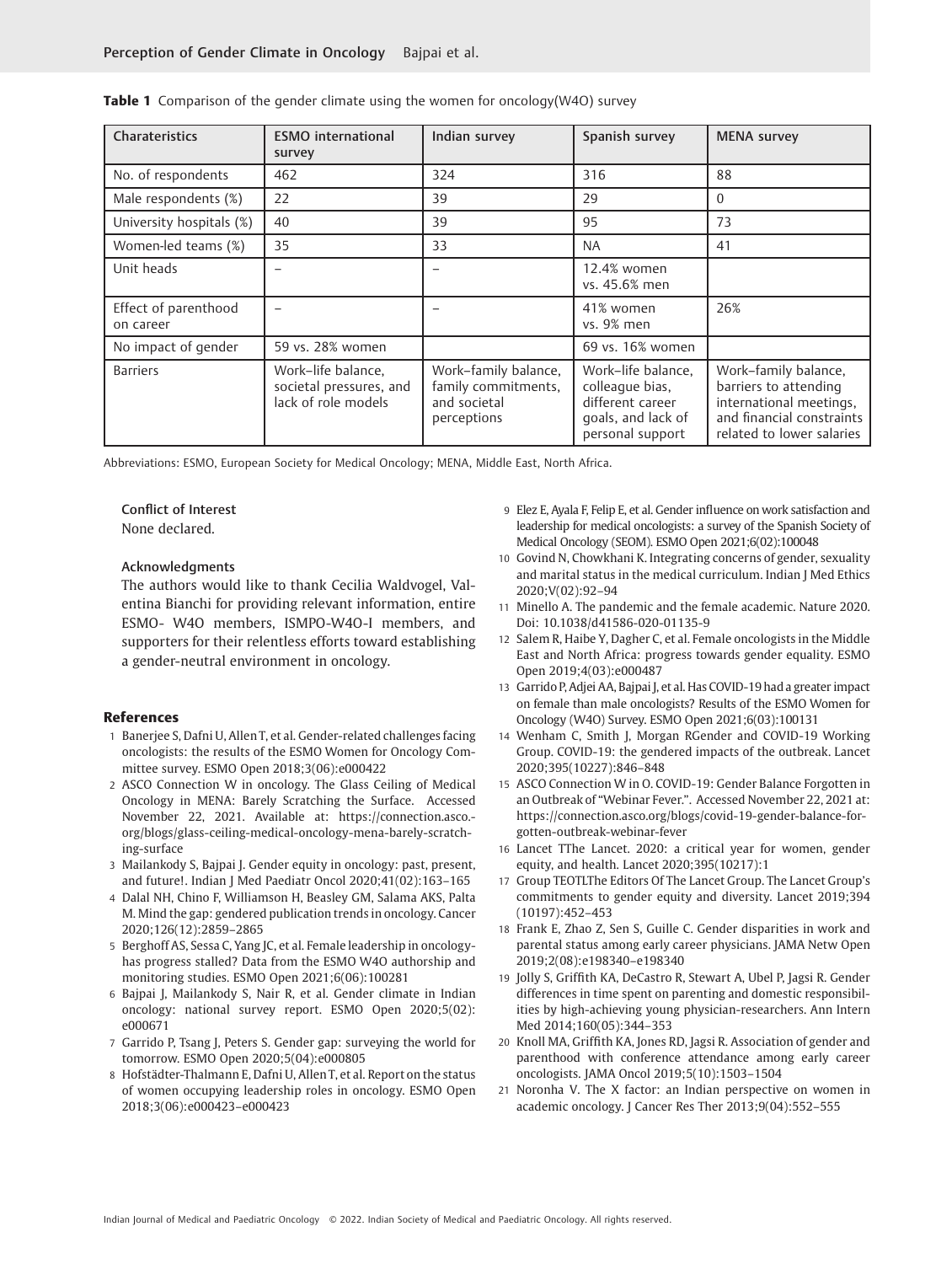**Table 1** Comparison of the gender climate using the women for oncology(W4O) survey

| Charateristics | ESMO international survey | Indian survey | Spanish survey | MENA survey |
|---|---|---|---|---|
| No. of respondents | 462 | 324 | 316 | 88 |
| Male respondents (%) | 22 | 39 | 29 | 0 |
| University hospitals (%) | 40 | 39 | 95 | 73 |
| Women-led teams (%) | 35 | 33 | NA | 41 |
| Unit heads | – | – | 12.4% women vs. 45.6% men | |
| Effect of parenthood on career | – | – | 41% women vs. 9% men | 26% |
| No impact of gender | 59 vs. 28% women | | 69 vs. 16% women | |
| Barriers | Work–life balance, societal pressures, and lack of role models | Work–family balance, family commitments, and societal perceptions | Work–life balance, colleague bias, different career goals, and lack of personal support | Work–family balance, barriers to attending international meetings, and financial constraints related to lower salaries |

Abbreviations: ESMO, European Society for Medical Oncology; MENA, Middle East, North Africa.

### Conflict of Interest

None declared.

### Acknowledgments

The authors would like to thank Cecilia Waldvogel, Valentina Bianchi for providing relevant information, entire ESMO- W4O members, ISMPO-W4O-I members, and supporters for their relentless efforts toward establishing a gender-neutral environment in oncology.

## References

1. Banerjee S, Dafni U, Allen T, et al. Gender-related challenges facing oncologists: the results of the ESMO Women for Oncology Committee survey. ESMO Open 2018;3(06):e000422
2. ASCO Connection W in oncology. The Glass Ceiling of Medical Oncology in MENA: Barely Scratching the Surface. Accessed November 22, 2021. Available at: https://connection.asco.org/blogs/glass-ceiling-medical-oncology-mena-barely-scratching-surface
3. Mailankody S, Bajpai J. Gender equity in oncology: past, present, and future!. Indian J Med Paediatr Oncol 2020;41(02):163–165
4. Dalal NH, Chino F, Williamson H, Beasley GM, Salama AKS, Palta M. Mind the gap: gendered publication trends in oncology. Cancer 2020;126(12):2859–2865
5. Berghoff AS, Sessa C, Yang JC, et al. Female leadership in oncology-has progress stalled? Data from the ESMO W4O authorship and monitoring studies. ESMO Open 2021;6(06):100281
6. Bajpai J, Mailankody S, Nair R, et al. Gender climate in Indian oncology: national survey report. ESMO Open 2020;5(02):e000671
7. Garrido P, Tsang J, Peters S. Gender gap: surveying the world for tomorrow. ESMO Open 2020;5(04):e000805
8. Hofstädter-Thalmann E, Dafni U, Allen T, et al. Report on the status of women occupying leadership roles in oncology. ESMO Open 2018;3(06):e000423–e000423
9. Elez E, Ayala F, Felip E, et al. Gender influence on work satisfaction and leadership for medical oncologists: a survey of the Spanish Society of Medical Oncology (SEOM). ESMO Open 2021;6(02):100048
10. Govind N, Chowkhani K. Integrating concerns of gender, sexuality and marital status in the medical curriculum. Indian J Med Ethics 2020;V(02):92–94
11. Minello A. The pandemic and the female academic. Nature 2020. Doi: 10.1038/d41586-020-01135-9
12. Salem R, Haibe Y, Dagher C, et al. Female oncologists in the Middle East and North Africa: progress towards gender equality. ESMO Open 2019;4(03):e000487
13. Garrido P, Adjei AA, Bajpai J, et al. Has COVID-19 had a greater impact on female than male oncologists? Results of the ESMO Women for Oncology (W4O) Survey. ESMO Open 2021;6(03):100131
14. Wenham C, Smith J, Morgan RGender and COVID-19 Working Group. COVID-19: the gendered impacts of the outbreak. Lancet 2020;395(10227):846–848
15. ASCO Connection W in O. COVID-19: Gender Balance Forgotten in an Outbreak of "Webinar Fever.". Accessed November 22, 2021 at: https://connection.asco.org/blogs/covid-19-gender-balance-forgotten-outbreak-webinar-fever
16. Lancet TThe Lancet. 2020: a critical year for women, gender equity, and health. Lancet 2020;395(10217):1
17. Group TEOTLThe Editors Of The Lancet Group. The Lancet Group's commitments to gender equity and diversity. Lancet 2019;394(10197):452–453
18. Frank E, Zhao Z, Sen S, Guille C. Gender disparities in work and parental status among early career physicians. JAMA Netw Open 2019;2(08):e198340–e198340
19. Jolly S, Griffith KA, DeCastro R, Stewart A, Ubel P, Jagsi R. Gender differences in time spent on parenting and domestic responsibilities by high-achieving young physician-researchers. Ann Intern Med 2014;160(05):344–353
20. Knoll MA, Griffith KA, Jones RD, Jagsi R. Association of gender and parenthood with conference attendance among early career oncologists. JAMA Oncol 2019;5(10):1503–1504
21. Noronha V. The X factor: an Indian perspective on women in academic oncology. J Cancer Res Ther 2013;9(04):552–555